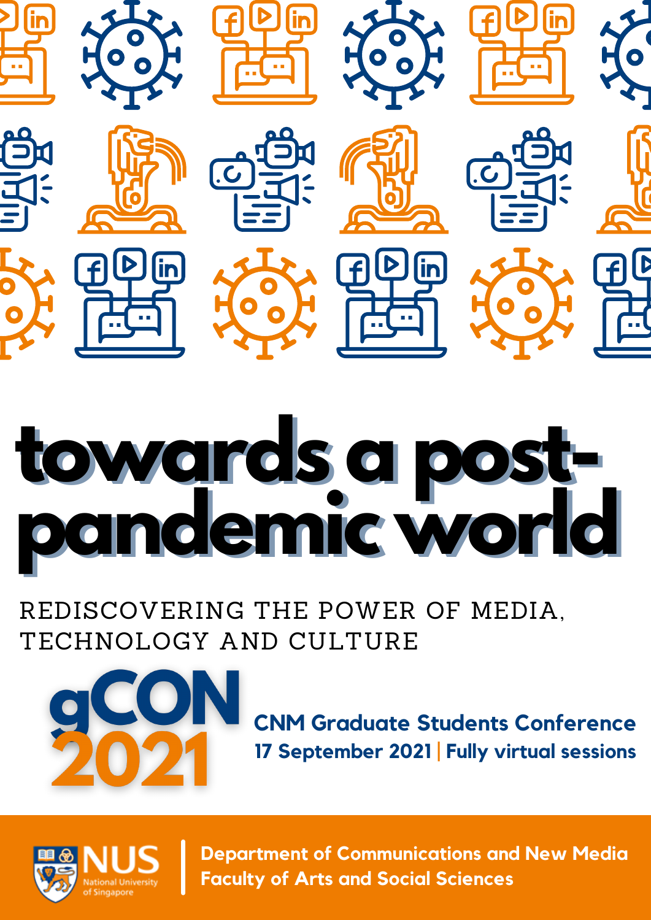# towards a post-pandemic world

REDISCOVERING THE POWER OF MEDIA, TECHNOLOGY AND CULTURE

## gCON 2021

**CNM Graduate Students Conference**

**17 September 2021 | Fully virtual sessions**

NUS National University of Singapore

**Department of Communications and New Media**
**Faculty of Arts and Social Sciences**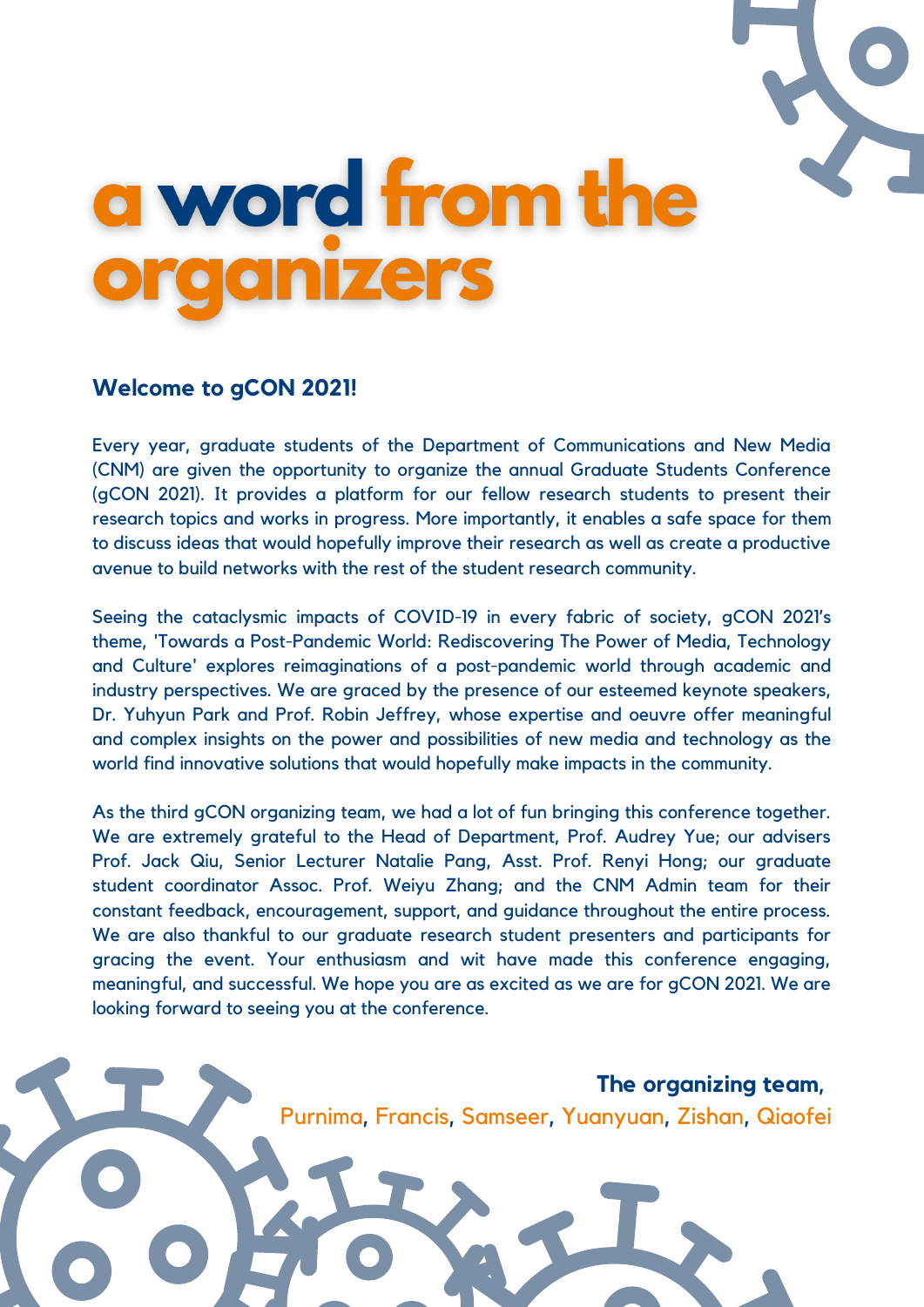# a word from the organizers

### Welcome to gCON 2021!

Every year, graduate students of the Department of Communications and New Media (CNM) are given the opportunity to organize the annual Graduate Students Conference (gCON 2021). It provides a platform for our fellow research students to present their research topics and works in progress. More importantly, it enables a safe space for them to discuss ideas that would hopefully improve their research as well as create a productive avenue to build networks with the rest of the student research community.

Seeing the cataclysmic impacts of COVID-19 in every fabric of society, gCON 2021's theme, 'Towards a Post-Pandemic World: Rediscovering The Power of Media, Technology and Culture' explores reimaginations of a post-pandemic world through academic and industry perspectives. We are graced by the presence of our esteemed keynote speakers, Dr. Yuhyun Park and Prof. Robin Jeffrey, whose expertise and oeuvre offer meaningful and complex insights on the power and possibilities of new media and technology as the world find innovative solutions that would hopefully make impacts in the community.

As the third gCON organizing team, we had a lot of fun bringing this conference together. We are extremely grateful to the Head of Department, Prof. Audrey Yue; our advisers Prof. Jack Qiu, Senior Lecturer Natalie Pang, Asst. Prof. Renyi Hong; our graduate student coordinator Assoc. Prof. Weiyu Zhang; and the CNM Admin team for their constant feedback, encouragement, support, and guidance throughout the entire process. We are also thankful to our graduate research student presenters and participants for gracing the event. Your enthusiasm and wit have made this conference engaging, meaningful, and successful. We hope you are as excited as we are for gCON 2021. We are looking forward to seeing you at the conference.

**The organizing team,**
Purnima, Francis, Samseer, Yuanyuan, Zishan, Qiaofei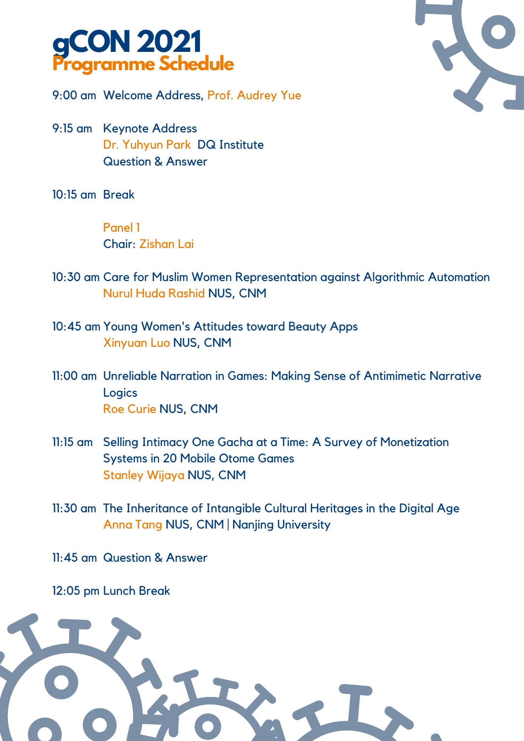# gCON 2021
## Programme Schedule

9:00 am Welcome Address, Prof. Audrey Yue

9:15 am Keynote Address
Dr. Yuhyun Park DQ Institute
Question & Answer

10:15 am Break

Panel 1
Chair: Zishan Lai

10:30 am Care for Muslim Women Representation against Algorithmic Automation
Nurul Huda Rashid NUS, CNM

10:45 am Young Women's Attitudes toward Beauty Apps
Xinyuan Luo NUS, CNM

11:00 am Unreliable Narration in Games: Making Sense of Antimimetic Narrative Logics
Roe Curie NUS, CNM

11:15 am Selling Intimacy One Gacha at a Time: A Survey of Monetization Systems in 20 Mobile Otome Games
Stanley Wijaya NUS, CNM

11:30 am The Inheritance of Intangible Cultural Heritages in the Digital Age
Anna Tang NUS, CNM | Nanjing University

11:45 am Question & Answer

12:05 pm Lunch Break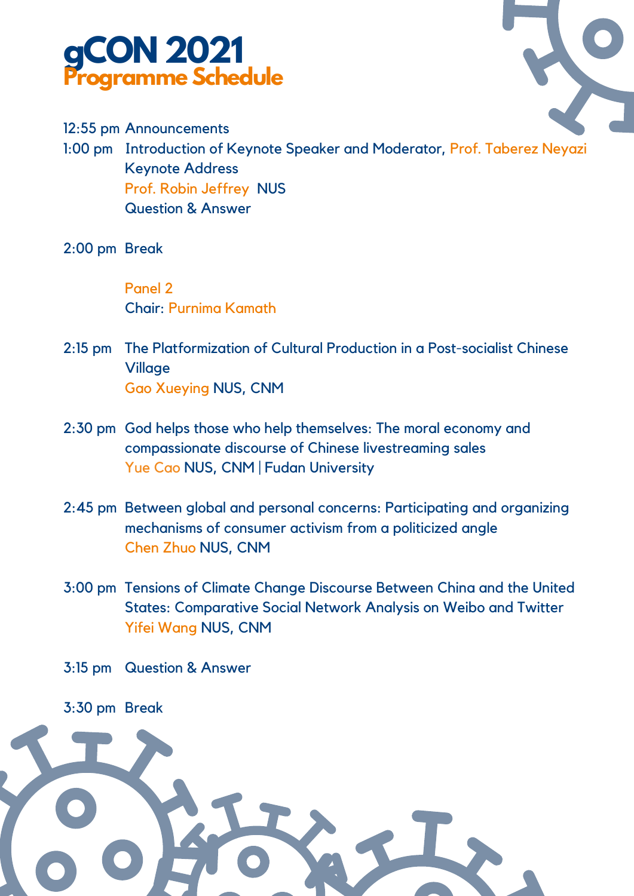# gCON 2021
## Programme Schedule

12:55 pm Announcements

1:00 pm Introduction of Keynote Speaker and Moderator, Prof. Taberez Neyazi
Keynote Address
Prof. Robin Jeffrey NUS
Question & Answer

2:00 pm Break

Panel 2
Chair: Purnima Kamath

2:15 pm The Platformization of Cultural Production in a Post-socialist Chinese Village
Gao Xueying NUS, CNM

2:30 pm God helps those who help themselves: The moral economy and compassionate discourse of Chinese livestreaming sales
Yue Cao NUS, CNM | Fudan University

2:45 pm Between global and personal concerns: Participating and organizing mechanisms of consumer activism from a politicized angle
Chen Zhuo NUS, CNM

3:00 pm Tensions of Climate Change Discourse Between China and the United States: Comparative Social Network Analysis on Weibo and Twitter
Yifei Wang NUS, CNM

3:15 pm Question & Answer

3:30 pm Break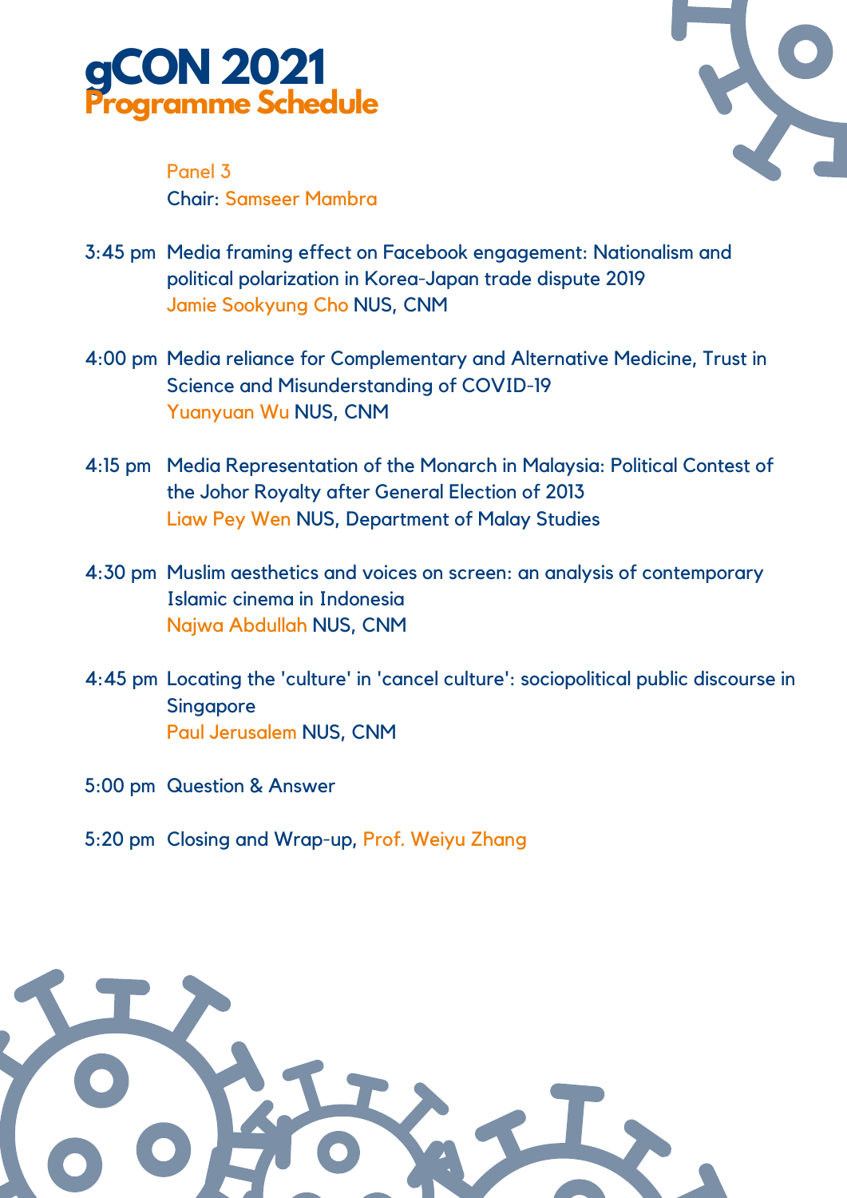# gCON 2021

## Programme Schedule

Panel 3
Chair: Samseer Mambra

3:45 pm Media framing effect on Facebook engagement: Nationalism and political polarization in Korea-Japan trade dispute 2019
Jamie Sookyung Cho NUS, CNM

4:00 pm Media reliance for Complementary and Alternative Medicine, Trust in Science and Misunderstanding of COVID-19
Yuanyuan Wu NUS, CNM

4:15 pm Media Representation of the Monarch in Malaysia: Political Contest of the Johor Royalty after General Election of 2013
Liaw Pey Wen NUS, Department of Malay Studies

4:30 pm Muslim aesthetics and voices on screen: an analysis of contemporary Islamic cinema in Indonesia
Najwa Abdullah NUS, CNM

4:45 pm Locating the 'culture' in 'cancel culture': sociopolitical public discourse in Singapore
Paul Jerusalem NUS, CNM

5:00 pm Question & Answer

5:20 pm Closing and Wrap-up, Prof. Weiyu Zhang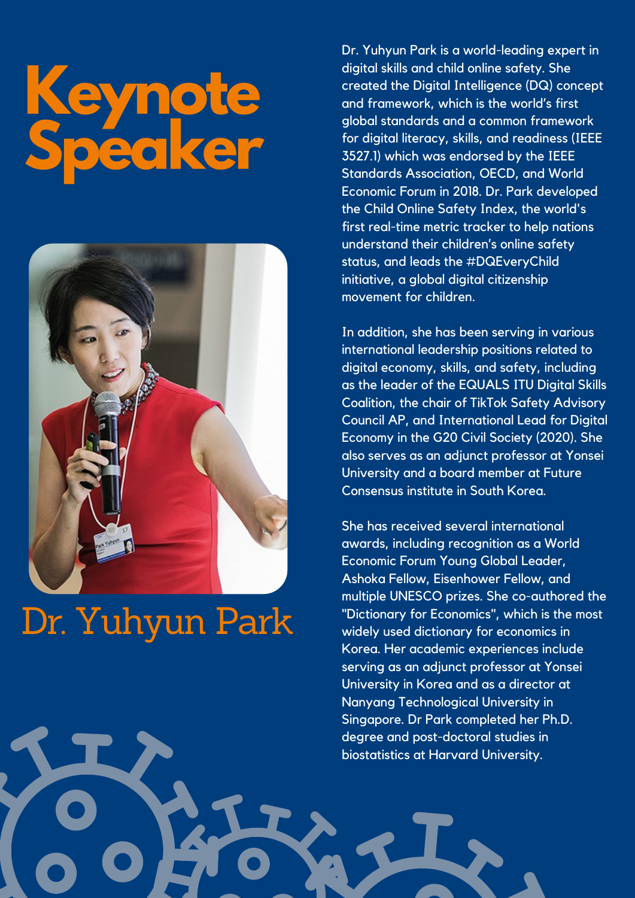# Keynote Speaker

## Dr. Yuhyun Park

Dr. Yuhyun Park is a world-leading expert in digital skills and child online safety. She created the Digital Intelligence (DQ) concept and framework, which is the world's first global standards and a common framework for digital literacy, skills, and readiness (IEEE 3527.1) which was endorsed by the IEEE Standards Association, OECD, and World Economic Forum in 2018. Dr. Park developed the Child Online Safety Index, the world's first real-time metric tracker to help nations understand their children's online safety status, and leads the #DQEveryChild initiative, a global digital citizenship movement for children.

In addition, she has been serving in various international leadership positions related to digital economy, skills, and safety, including as the leader of the EQUALS ITU Digital Skills Coalition, the chair of TikTok Safety Advisory Council AP, and International Lead for Digital Economy in the G20 Civil Society (2020). She also serves as an adjunct professor at Yonsei University and a board member at Future Consensus institute in South Korea.

She has received several international awards, including recognition as a World Economic Forum Young Global Leader, Ashoka Fellow, Eisenhower Fellow, and multiple UNESCO prizes. She co-authored the "Dictionary for Economics", which is the most widely used dictionary for economics in Korea. Her academic experiences include serving as an adjunct professor at Yonsei University in Korea and as a director at Nanyang Technological University in Singapore. Dr Park completed her Ph.D. degree and post-doctoral studies in biostatistics at Harvard University.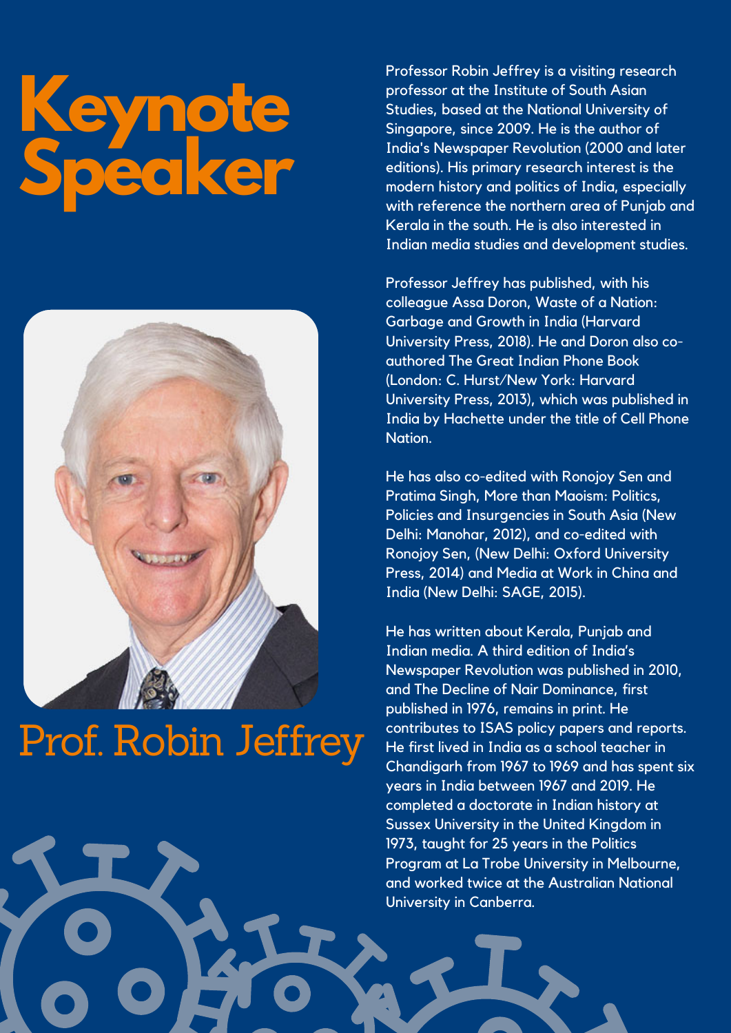# Keynote Speaker

## Prof. Robin Jeffrey

Professor Robin Jeffrey is a visiting research professor at the Institute of South Asian Studies, based at the National University of Singapore, since 2009. He is the author of India's Newspaper Revolution (2000 and later editions). His primary research interest is the modern history and politics of India, especially with reference the northern area of Punjab and Kerala in the south. He is also interested in Indian media studies and development studies.

Professor Jeffrey has published, with his colleague Assa Doron, Waste of a Nation: Garbage and Growth in India (Harvard University Press, 2018). He and Doron also co-authored The Great Indian Phone Book (London: C. Hurst/New York: Harvard University Press, 2013), which was published in India by Hachette under the title of Cell Phone Nation.

He has also co-edited with Ronojoy Sen and Pratima Singh, More than Maoism: Politics, Policies and Insurgencies in South Asia (New Delhi: Manohar, 2012), and co-edited with Ronojoy Sen, (New Delhi: Oxford University Press, 2014) and Media at Work in China and India (New Delhi: SAGE, 2015).

He has written about Kerala, Punjab and Indian media. A third edition of India's Newspaper Revolution was published in 2010, and The Decline of Nair Dominance, first published in 1976, remains in print. He contributes to ISAS policy papers and reports. He first lived in India as a school teacher in Chandigarh from 1967 to 1969 and has spent six years in India between 1967 and 2019. He completed a doctorate in Indian history at Sussex University in the United Kingdom in 1973, taught for 25 years in the Politics Program at La Trobe University in Melbourne, and worked twice at the Australian National University in Canberra.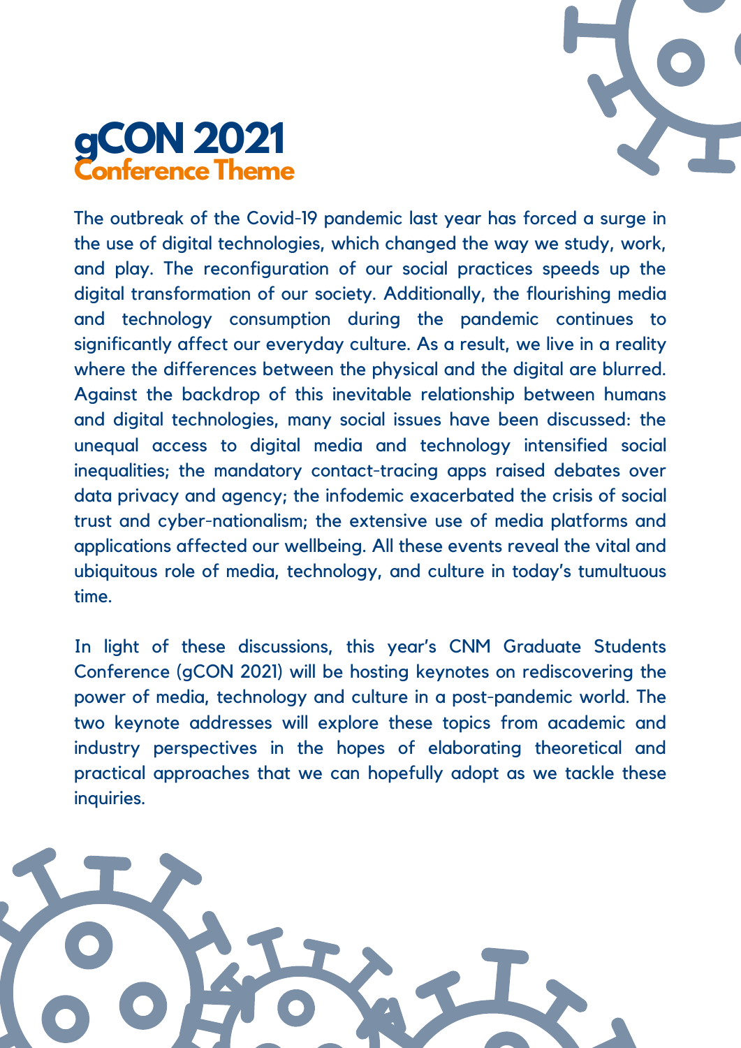# gCON 2021
## Conference Theme

The outbreak of the Covid-19 pandemic last year has forced a surge in the use of digital technologies, which changed the way we study, work, and play. The reconfiguration of our social practices speeds up the digital transformation of our society. Additionally, the flourishing media and technology consumption during the pandemic continues to significantly affect our everyday culture. As a result, we live in a reality where the differences between the physical and the digital are blurred. Against the backdrop of this inevitable relationship between humans and digital technologies, many social issues have been discussed: the unequal access to digital media and technology intensified social inequalities; the mandatory contact-tracing apps raised debates over data privacy and agency; the infodemic exacerbated the crisis of social trust and cyber-nationalism; the extensive use of media platforms and applications affected our wellbeing. All these events reveal the vital and ubiquitous role of media, technology, and culture in today's tumultuous time.

In light of these discussions, this year's CNM Graduate Students Conference (gCON 2021) will be hosting keynotes on rediscovering the power of media, technology and culture in a post-pandemic world. The two keynote addresses will explore these topics from academic and industry perspectives in the hopes of elaborating theoretical and practical approaches that we can hopefully adopt as we tackle these inquiries.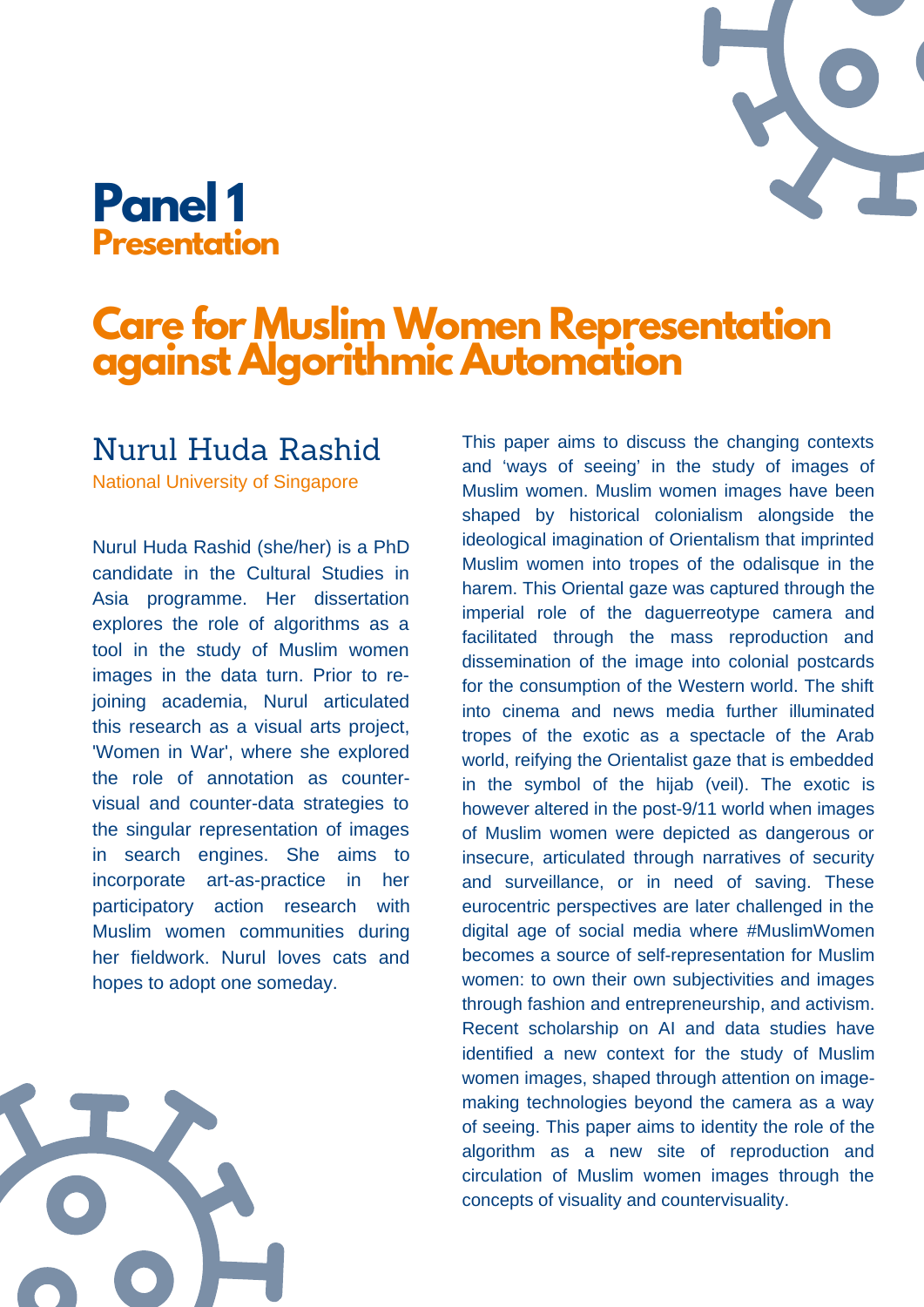# Panel 1

## Presentation

## Care for Muslim Women Representation against Algorithmic Automation

### Nurul Huda Rashid

National University of Singapore

Nurul Huda Rashid (she/her) is a PhD candidate in the Cultural Studies in Asia programme. Her dissertation explores the role of algorithms as a tool in the study of Muslim women images in the data turn. Prior to re-joining academia, Nurul articulated this research as a visual arts project, 'Women in War', where she explored the role of annotation as counter-visual and counter-data strategies to the singular representation of images in search engines. She aims to incorporate art-as-practice in her participatory action research with Muslim women communities during her fieldwork. Nurul loves cats and hopes to adopt one someday.

This paper aims to discuss the changing contexts and ‘ways of seeing’ in the study of images of Muslim women. Muslim women images have been shaped by historical colonialism alongside the ideological imagination of Orientalism that imprinted Muslim women into tropes of the odalisque in the harem. This Oriental gaze was captured through the imperial role of the daguerreotype camera and facilitated through the mass reproduction and dissemination of the image into colonial postcards for the consumption of the Western world. The shift into cinema and news media further illuminated tropes of the exotic as a spectacle of the Arab world, reifying the Orientalist gaze that is embedded in the symbol of the hijab (veil). The exotic is however altered in the post-9/11 world when images of Muslim women were depicted as dangerous or insecure, articulated through narratives of security and surveillance, or in need of saving. These eurocentric perspectives are later challenged in the digital age of social media where #MuslimWomen becomes a source of self-representation for Muslim women: to own their own subjectivities and images through fashion and entrepreneurship, and activism. Recent scholarship on AI and data studies have identified a new context for the study of Muslim women images, shaped through attention on image-making technologies beyond the camera as a way of seeing. This paper aims to identity the role of the algorithm as a new site of reproduction and circulation of Muslim women images through the concepts of visuality and countervisuality.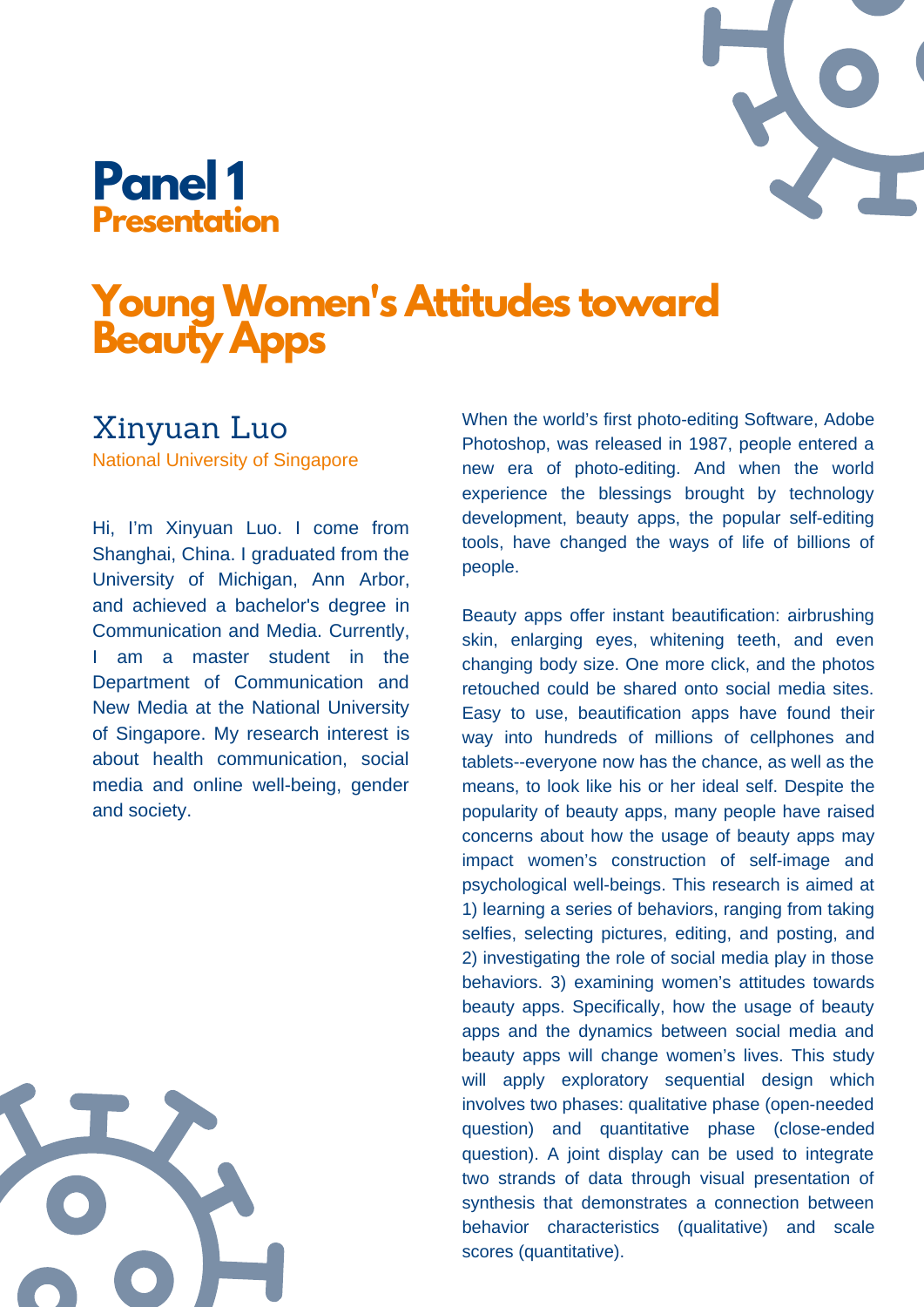# Panel 1
## Presentation

# Young Women's Attitudes toward Beauty Apps

### Xinyuan Luo

National University of Singapore

Hi, I'm Xinyuan Luo. I come from Shanghai, China. I graduated from the University of Michigan, Ann Arbor, and achieved a bachelor's degree in Communication and Media. Currently, I am a master student in the Department of Communication and New Media at the National University of Singapore. My research interest is about health communication, social media and online well-being, gender and society.

When the world's first photo-editing Software, Adobe Photoshop, was released in 1987, people entered a new era of photo-editing. And when the world experience the blessings brought by technology development, beauty apps, the popular self-editing tools, have changed the ways of life of billions of people.

Beauty apps offer instant beautification: airbrushing skin, enlarging eyes, whitening teeth, and even changing body size. One more click, and the photos retouched could be shared onto social media sites. Easy to use, beautification apps have found their way into hundreds of millions of cellphones and tablets--everyone now has the chance, as well as the means, to look like his or her ideal self. Despite the popularity of beauty apps, many people have raised concerns about how the usage of beauty apps may impact women's construction of self-image and psychological well-beings. This research is aimed at 1) learning a series of behaviors, ranging from taking selfies, selecting pictures, editing, and posting, and 2) investigating the role of social media play in those behaviors. 3) examining women's attitudes towards beauty apps. Specifically, how the usage of beauty apps and the dynamics between social media and beauty apps will change women's lives. This study will apply exploratory sequential design which involves two phases: qualitative phase (open-needed question) and quantitative phase (close-ended question). A joint display can be used to integrate two strands of data through visual presentation of synthesis that demonstrates a connection between behavior characteristics (qualitative) and scale scores (quantitative).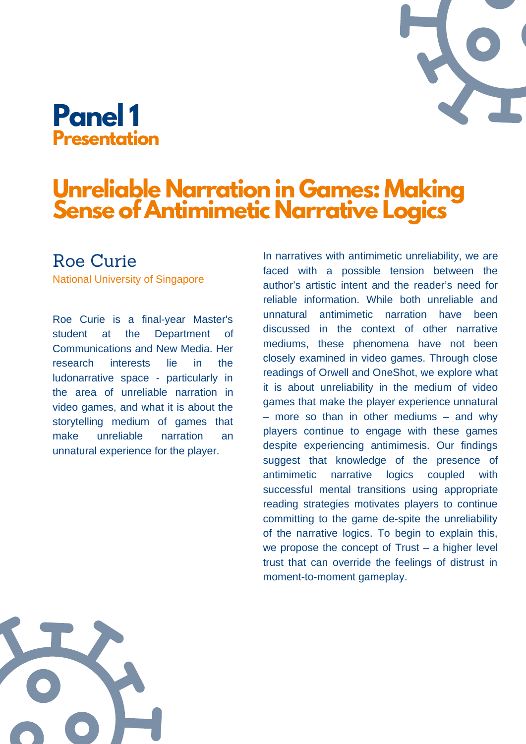# Panel 1

**Presentation**

## Unreliable Narration in Games: Making Sense of Antimimetic Narrative Logics

### Roe Curie

National University of Singapore

Roe Curie is a final-year Master's student at the Department of Communications and New Media. Her research interests lie in the ludonarrative space - particularly in the area of unreliable narration in video games, and what it is about the storytelling medium of games that make unreliable narration an unnatural experience for the player.

In narratives with antimimetic unreliability, we are faced with a possible tension between the author's artistic intent and the reader's need for reliable information. While both unreliable and unnatural antimimetic narration have been discussed in the context of other narrative mediums, these phenomena have not been closely examined in video games. Through close readings of Orwell and OneShot, we explore what it is about unreliability in the medium of video games that make the player experience unnatural – more so than in other mediums – and why players continue to engage with these games despite experiencing antimimesis. Our findings suggest that knowledge of the presence of antimimetic narrative logics coupled with successful mental transitions using appropriate reading strategies motivates players to continue committing to the game de-spite the unreliability of the narrative logics. To begin to explain this, we propose the concept of Trust – a higher level trust that can override the feelings of distrust in moment-to-moment gameplay.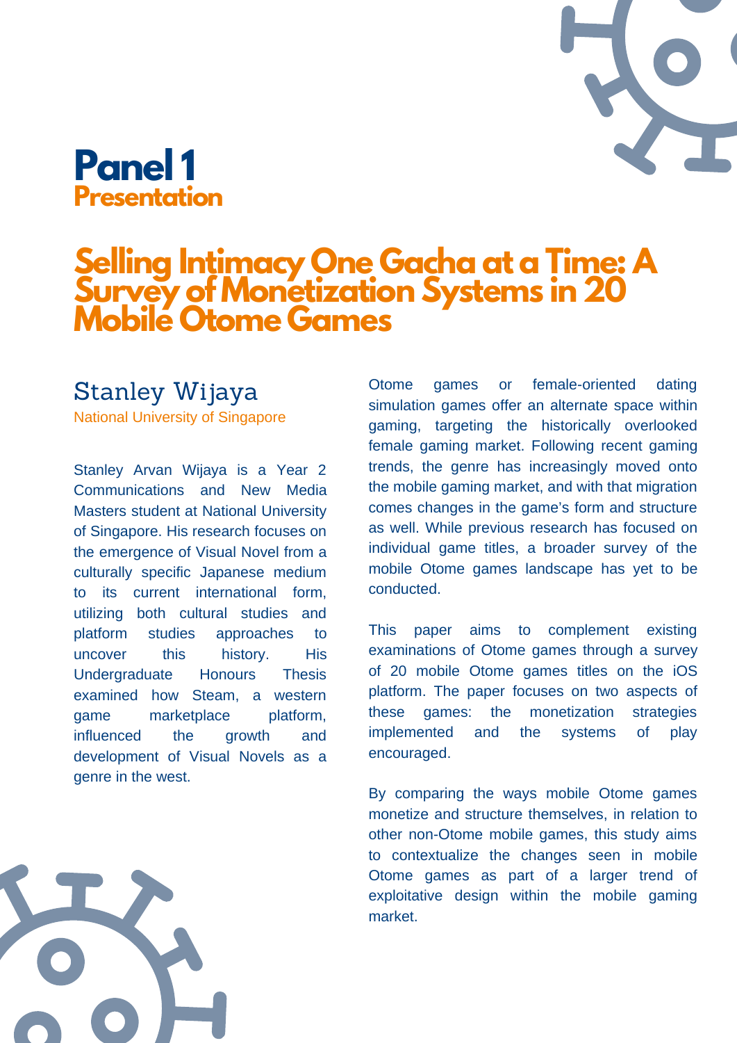# Panel 1

## Presentation

## Selling Intimacy One Gacha at a Time: A Survey of Monetization Systems in 20 Mobile Otome Games

### Stanley Wijaya

National University of Singapore

Stanley Arvan Wijaya is a Year 2 Communications and New Media Masters student at National University of Singapore. His research focuses on the emergence of Visual Novel from a culturally specific Japanese medium to its current international form, utilizing both cultural studies and platform studies approaches to uncover this history. His Undergraduate Honours Thesis examined how Steam, a western game marketplace platform, influenced the growth and development of Visual Novels as a genre in the west.

Otome games or female-oriented dating simulation games offer an alternate space within gaming, targeting the historically overlooked female gaming market. Following recent gaming trends, the genre has increasingly moved onto the mobile gaming market, and with that migration comes changes in the game's form and structure as well. While previous research has focused on individual game titles, a broader survey of the mobile Otome games landscape has yet to be conducted.

This paper aims to complement existing examinations of Otome games through a survey of 20 mobile Otome games titles on the iOS platform. The paper focuses on two aspects of these games: the monetization strategies implemented and the systems of play encouraged.

By comparing the ways mobile Otome games monetize and structure themselves, in relation to other non-Otome mobile games, this study aims to contextualize the changes seen in mobile Otome games as part of a larger trend of exploitative design within the mobile gaming market.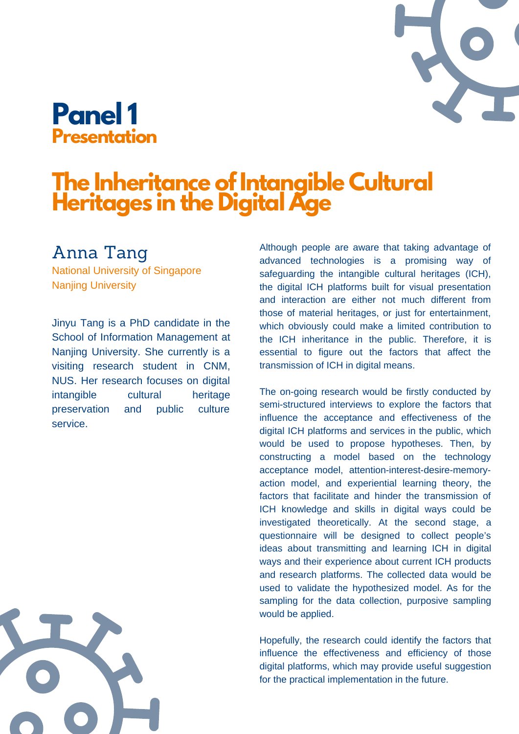# Panel 1
## Presentation

# The Inheritance of Intangible Cultural Heritages in the Digital Age

### Anna Tang

National University of Singapore
Nanjing University

Jinyu Tang is a PhD candidate in the School of Information Management at Nanjing University. She currently is a visiting research student in CNM, NUS. Her research focuses on digital intangible cultural heritage preservation and public culture service.

Although people are aware that taking advantage of advanced technologies is a promising way of safeguarding the intangible cultural heritages (ICH), the digital ICH platforms built for visual presentation and interaction are either not much different from those of material heritages, or just for entertainment, which obviously could make a limited contribution to the ICH inheritance in the public. Therefore, it is essential to figure out the factors that affect the transmission of ICH in digital means.

The on-going research would be firstly conducted by semi-structured interviews to explore the factors that influence the acceptance and effectiveness of the digital ICH platforms and services in the public, which would be used to propose hypotheses. Then, by constructing a model based on the technology acceptance model, attention-interest-desire-memory-action model, and experiential learning theory, the factors that facilitate and hinder the transmission of ICH knowledge and skills in digital ways could be investigated theoretically. At the second stage, a questionnaire will be designed to collect people's ideas about transmitting and learning ICH in digital ways and their experience about current ICH products and research platforms. The collected data would be used to validate the hypothesized model. As for the sampling for the data collection, purposive sampling would be applied.

Hopefully, the research could identify the factors that influence the effectiveness and efficiency of those digital platforms, which may provide useful suggestion for the practical implementation in the future.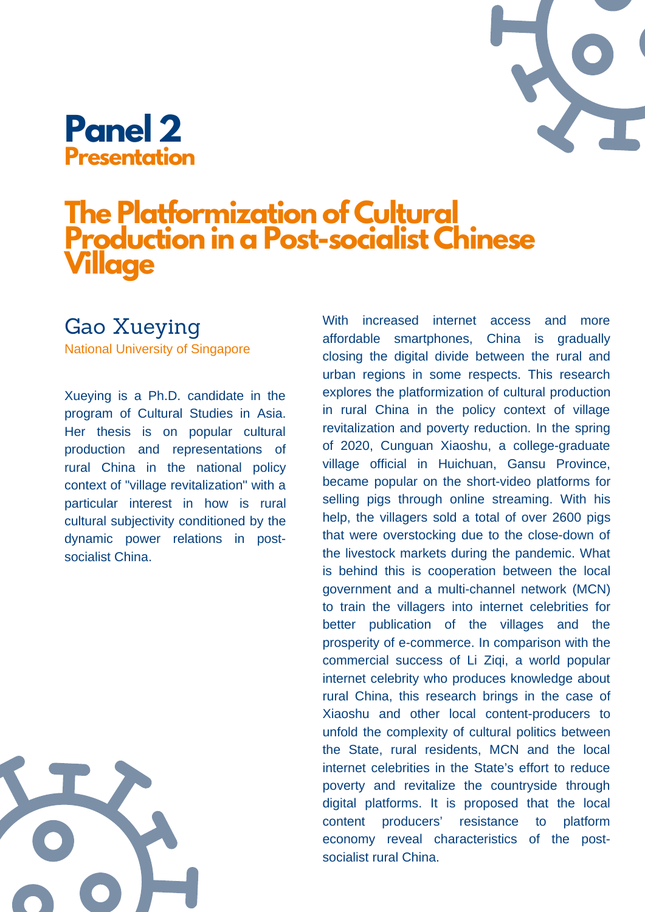# Panel 2

**Presentation**

## The Platformization of Cultural Production in a Post-socialist Chinese Village

### Gao Xueying

National University of Singapore

Xueying is a Ph.D. candidate in the program of Cultural Studies in Asia. Her thesis is on popular cultural production and representations of rural China in the national policy context of "village revitalization" with a particular interest in how is rural cultural subjectivity conditioned by the dynamic power relations in post-socialist China.

With increased internet access and more affordable smartphones, China is gradually closing the digital divide between the rural and urban regions in some respects. This research explores the platformization of cultural production in rural China in the policy context of village revitalization and poverty reduction. In the spring of 2020, Cunguan Xiaoshu, a college-graduate village official in Huichuan, Gansu Province, became popular on the short-video platforms for selling pigs through online streaming. With his help, the villagers sold a total of over 2600 pigs that were overstocking due to the close-down of the livestock markets during the pandemic. What is behind this is cooperation between the local government and a multi-channel network (MCN) to train the villagers into internet celebrities for better publication of the villages and the prosperity of e-commerce. In comparison with the commercial success of Li Ziqi, a world popular internet celebrity who produces knowledge about rural China, this research brings in the case of Xiaoshu and other local content-producers to unfold the complexity of cultural politics between the State, rural residents, MCN and the local internet celebrities in the State's effort to reduce poverty and revitalize the countryside through digital platforms. It is proposed that the local content producers' resistance to platform economy reveal characteristics of the post-socialist rural China.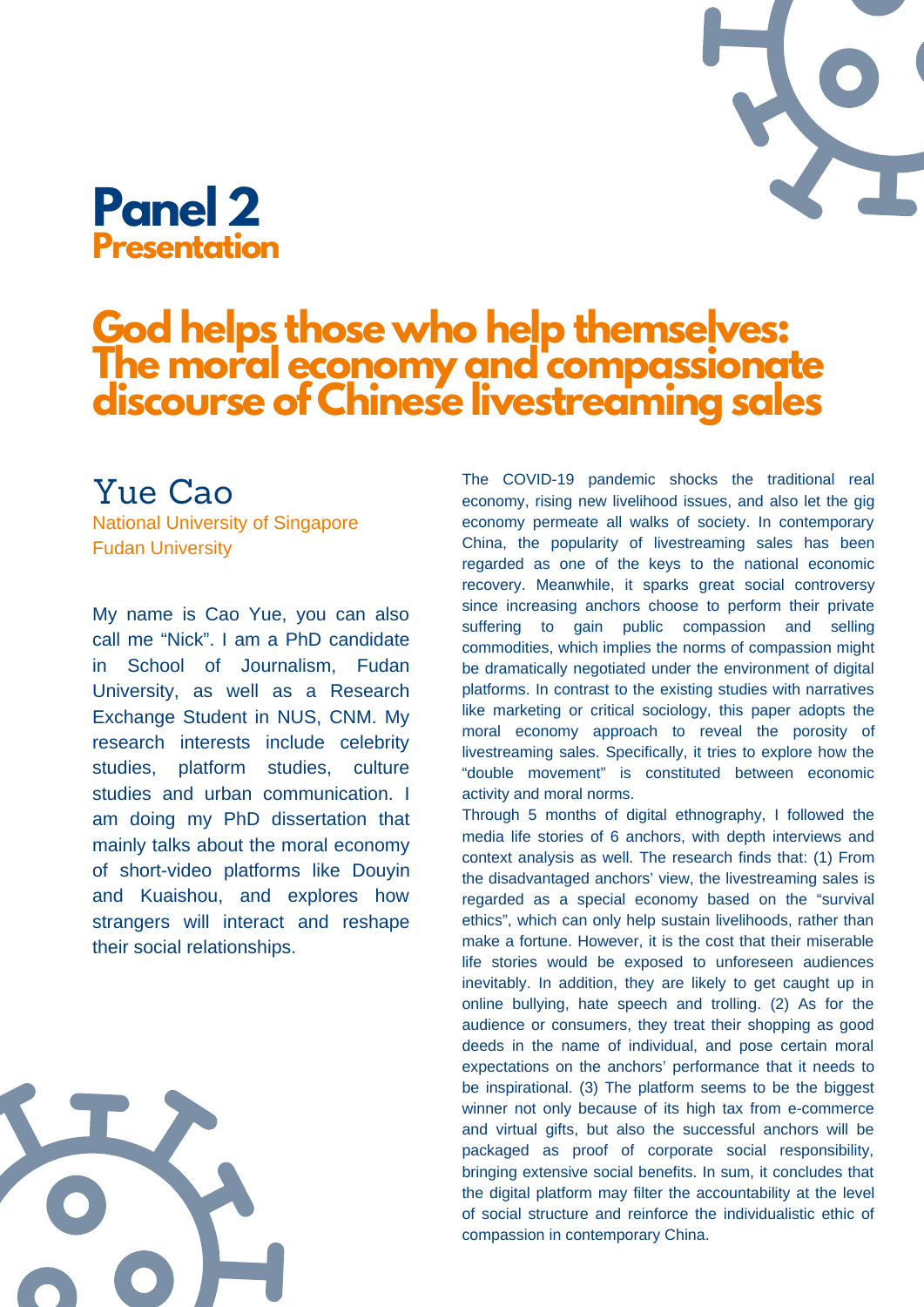# Panel 2
## Presentation

# God helps those who help themselves: The moral economy and compassionate discourse of Chinese livestreaming sales

## Yue Cao

National University of Singapore
Fudan University

My name is Cao Yue, you can also call me "Nick". I am a PhD candidate in School of Journalism, Fudan University, as well as a Research Exchange Student in NUS, CNM. My research interests include celebrity studies, platform studies, culture studies and urban communication. I am doing my PhD dissertation that mainly talks about the moral economy of short-video platforms like Douyin and Kuaishou, and explores how strangers will interact and reshape their social relationships.

The COVID-19 pandemic shocks the traditional real economy, rising new livelihood issues, and also let the gig economy permeate all walks of society. In contemporary China, the popularity of livestreaming sales has been regarded as one of the keys to the national economic recovery. Meanwhile, it sparks great social controversy since increasing anchors choose to perform their private suffering to gain public compassion and selling commodities, which implies the norms of compassion might be dramatically negotiated under the environment of digital platforms. In contrast to the existing studies with narratives like marketing or critical sociology, this paper adopts the moral economy approach to reveal the porosity of livestreaming sales. Specifically, it tries to explore how the "double movement" is constituted between economic activity and moral norms.

Through 5 months of digital ethnography, I followed the media life stories of 6 anchors, with depth interviews and context analysis as well. The research finds that: (1) From the disadvantaged anchors' view, the livestreaming sales is regarded as a special economy based on the "survival ethics", which can only help sustain livelihoods, rather than make a fortune. However, it is the cost that their miserable life stories would be exposed to unforeseen audiences inevitably. In addition, they are likely to get caught up in online bullying, hate speech and trolling. (2) As for the audience or consumers, they treat their shopping as good deeds in the name of individual, and pose certain moral expectations on the anchors' performance that it needs to be inspirational. (3) The platform seems to be the biggest winner not only because of its high tax from e-commerce and virtual gifts, but also the successful anchors will be packaged as proof of corporate social responsibility, bringing extensive social benefits. In sum, it concludes that the digital platform may filter the accountability at the level of social structure and reinforce the individualistic ethic of compassion in contemporary China.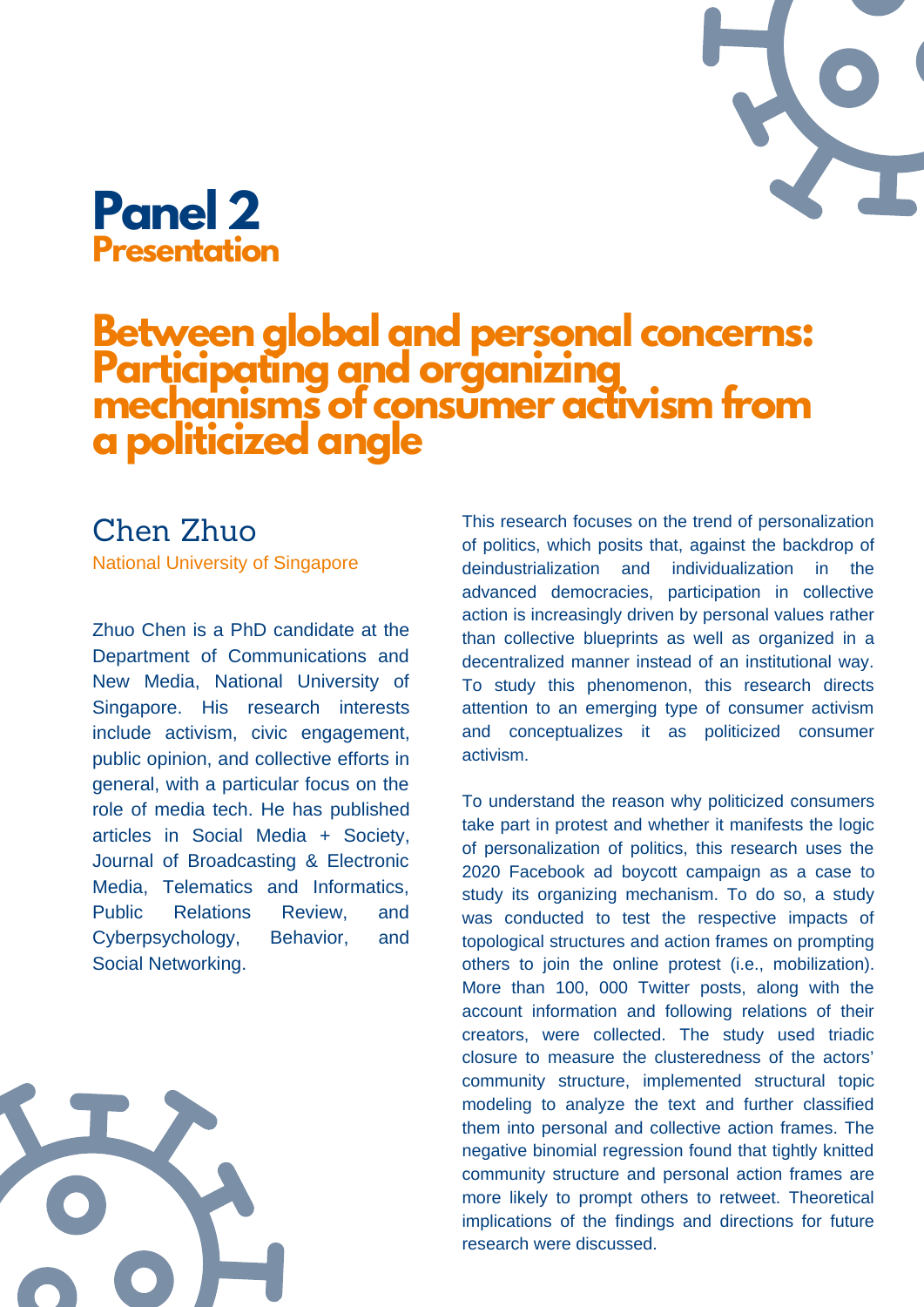# Panel 2

## Presentation

## Between global and personal concerns: Participating and organizing mechanisms of consumer activism from a politicized angle

### Chen Zhuo

National University of Singapore

Zhuo Chen is a PhD candidate at the Department of Communications and New Media, National University of Singapore. His research interests include activism, civic engagement, public opinion, and collective efforts in general, with a particular focus on the role of media tech. He has published articles in Social Media + Society, Journal of Broadcasting & Electronic Media, Telematics and Informatics, Public Relations Review, and Cyberpsychology, Behavior, and Social Networking.

This research focuses on the trend of personalization of politics, which posits that, against the backdrop of deindustrialization and individualization in the advanced democracies, participation in collective action is increasingly driven by personal values rather than collective blueprints as well as organized in a decentralized manner instead of an institutional way. To study this phenomenon, this research directs attention to an emerging type of consumer activism and conceptualizes it as politicized consumer activism.

To understand the reason why politicized consumers take part in protest and whether it manifests the logic of personalization of politics, this research uses the 2020 Facebook ad boycott campaign as a case to study its organizing mechanism. To do so, a study was conducted to test the respective impacts of topological structures and action frames on prompting others to join the online protest (i.e., mobilization). More than 100, 000 Twitter posts, along with the account information and following relations of their creators, were collected. The study used triadic closure to measure the clusteredness of the actors' community structure, implemented structural topic modeling to analyze the text and further classified them into personal and collective action frames. The negative binomial regression found that tightly knitted community structure and personal action frames are more likely to prompt others to retweet. Theoretical implications of the findings and directions for future research were discussed.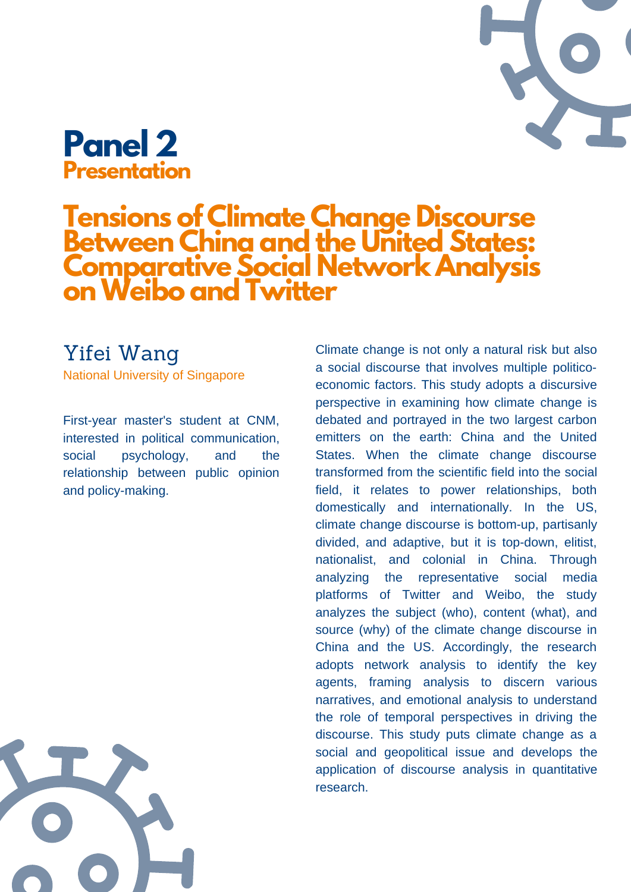# Panel 2
## Presentation

# Tensions of Climate Change Discourse Between China and the United States: Comparative Social Network Analysis on Weibo and Twitter

### Yifei Wang

National University of Singapore

First-year master's student at CNM, interested in political communication, social psychology, and the relationship between public opinion and policy-making.

Climate change is not only a natural risk but also a social discourse that involves multiple politico-economic factors. This study adopts a discursive perspective in examining how climate change is debated and portrayed in the two largest carbon emitters on the earth: China and the United States. When the climate change discourse transformed from the scientific field into the social field, it relates to power relationships, both domestically and internationally. In the US, climate change discourse is bottom-up, partisanly divided, and adaptive, but it is top-down, elitist, nationalist, and colonial in China. Through analyzing the representative social media platforms of Twitter and Weibo, the study analyzes the subject (who), content (what), and source (why) of the climate change discourse in China and the US. Accordingly, the research adopts network analysis to identify the key agents, framing analysis to discern various narratives, and emotional analysis to understand the role of temporal perspectives in driving the discourse. This study puts climate change as a social and geopolitical issue and develops the application of discourse analysis in quantitative research.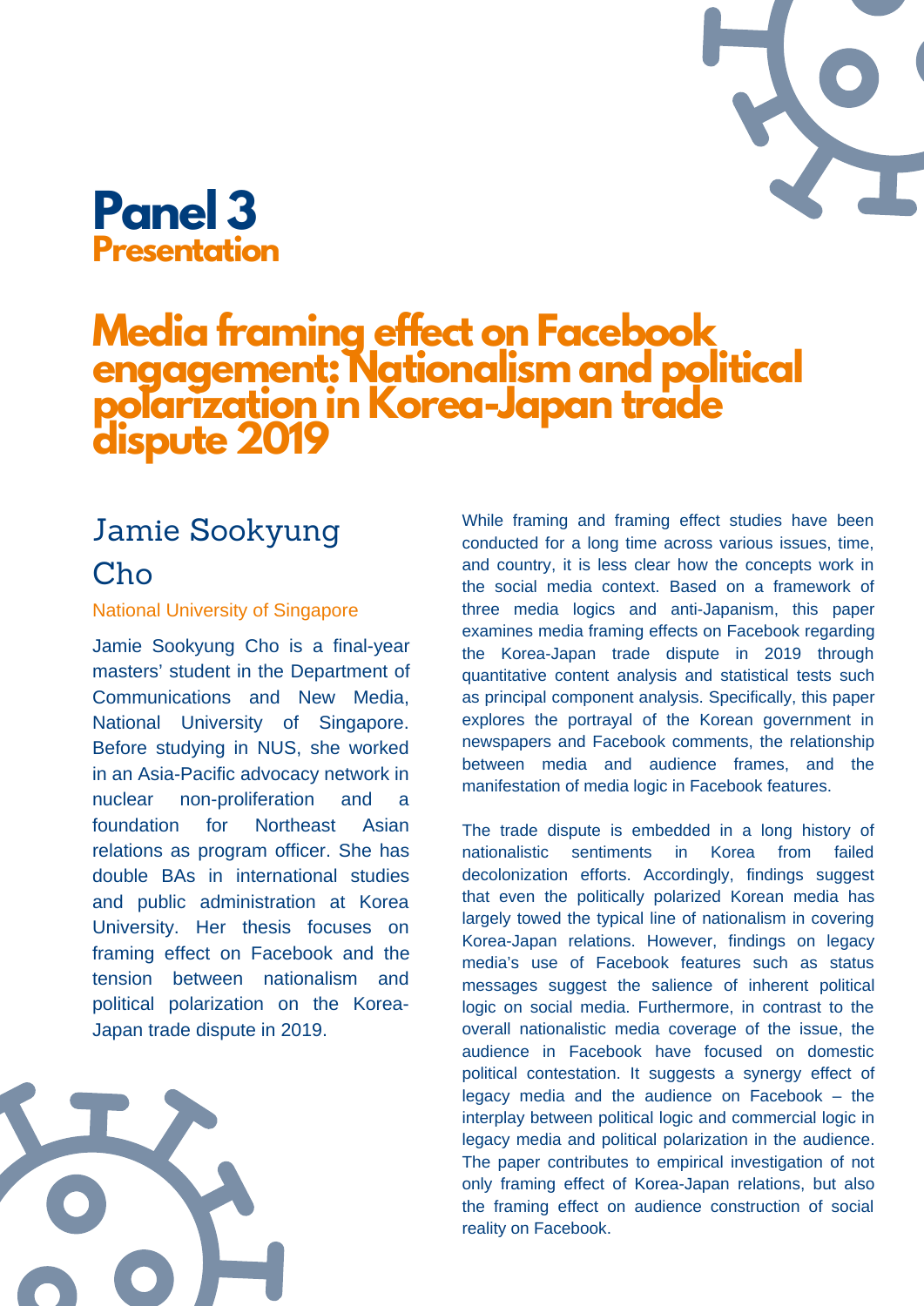# Panel 3
## Presentation

# Media framing effect on Facebook engagement: Nationalism and political polarization in Korea-Japan trade dispute 2019

## Jamie Sookyung Cho

National University of Singapore

Jamie Sookyung Cho is a final-year masters' student in the Department of Communications and New Media, National University of Singapore. Before studying in NUS, she worked in an Asia-Pacific advocacy network in nuclear non-proliferation and a foundation for Northeast Asian relations as program officer. She has double BAs in international studies and public administration at Korea University. Her thesis focuses on framing effect on Facebook and the tension between nationalism and political polarization on the Korea-Japan trade dispute in 2019.

While framing and framing effect studies have been conducted for a long time across various issues, time, and country, it is less clear how the concepts work in the social media context. Based on a framework of three media logics and anti-Japanism, this paper examines media framing effects on Facebook regarding the Korea-Japan trade dispute in 2019 through quantitative content analysis and statistical tests such as principal component analysis. Specifically, this paper explores the portrayal of the Korean government in newspapers and Facebook comments, the relationship between media and audience frames, and the manifestation of media logic in Facebook features.

The trade dispute is embedded in a long history of nationalistic sentiments in Korea from failed decolonization efforts. Accordingly, findings suggest that even the politically polarized Korean media has largely towed the typical line of nationalism in covering Korea-Japan relations. However, findings on legacy media's use of Facebook features such as status messages suggest the salience of inherent political logic on social media. Furthermore, in contrast to the overall nationalistic media coverage of the issue, the audience in Facebook have focused on domestic political contestation. It suggests a synergy effect of legacy media and the audience on Facebook – the interplay between political logic and commercial logic in legacy media and political polarization in the audience. The paper contributes to empirical investigation of not only framing effect of Korea-Japan relations, but also the framing effect on audience construction of social reality on Facebook.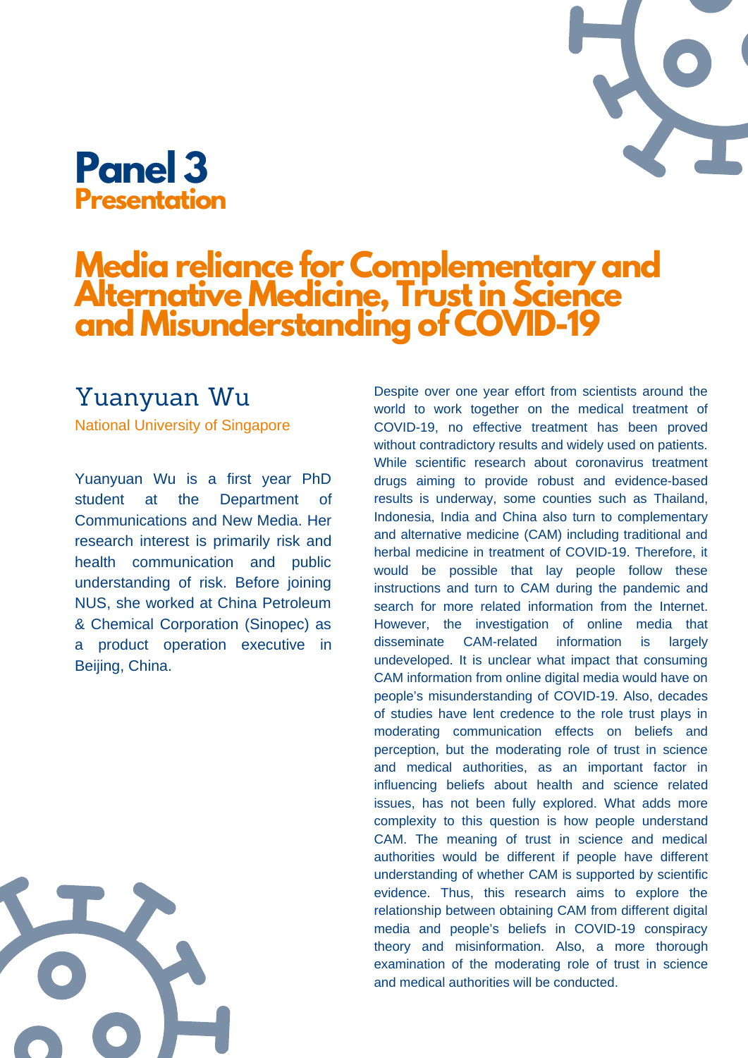# Panel 3
## Presentation

# Media reliance for Complementary and Alternative Medicine, Trust in Science and Misunderstanding of COVID-19

### Yuanyuan Wu

National University of Singapore

Yuanyuan Wu is a first year PhD student at the Department of Communications and New Media. Her research interest is primarily risk and health communication and public understanding of risk. Before joining NUS, she worked at China Petroleum & Chemical Corporation (Sinopec) as a product operation executive in Beijing, China.

Despite over one year effort from scientists around the world to work together on the medical treatment of COVID-19, no effective treatment has been proved without contradictory results and widely used on patients. While scientific research about coronavirus treatment drugs aiming to provide robust and evidence-based results is underway, some counties such as Thailand, Indonesia, India and China also turn to complementary and alternative medicine (CAM) including traditional and herbal medicine in treatment of COVID-19. Therefore, it would be possible that lay people follow these instructions and turn to CAM during the pandemic and search for more related information from the Internet. However, the investigation of online media that disseminate CAM-related information is largely undeveloped. It is unclear what impact that consuming CAM information from online digital media would have on people's misunderstanding of COVID-19. Also, decades of studies have lent credence to the role trust plays in moderating communication effects on beliefs and perception, but the moderating role of trust in science and medical authorities, as an important factor in influencing beliefs about health and science related issues, has not been fully explored. What adds more complexity to this question is how people understand CAM. The meaning of trust in science and medical authorities would be different if people have different understanding of whether CAM is supported by scientific evidence. Thus, this research aims to explore the relationship between obtaining CAM from different digital media and people's beliefs in COVID-19 conspiracy theory and misinformation. Also, a more thorough examination of the moderating role of trust in science and medical authorities will be conducted.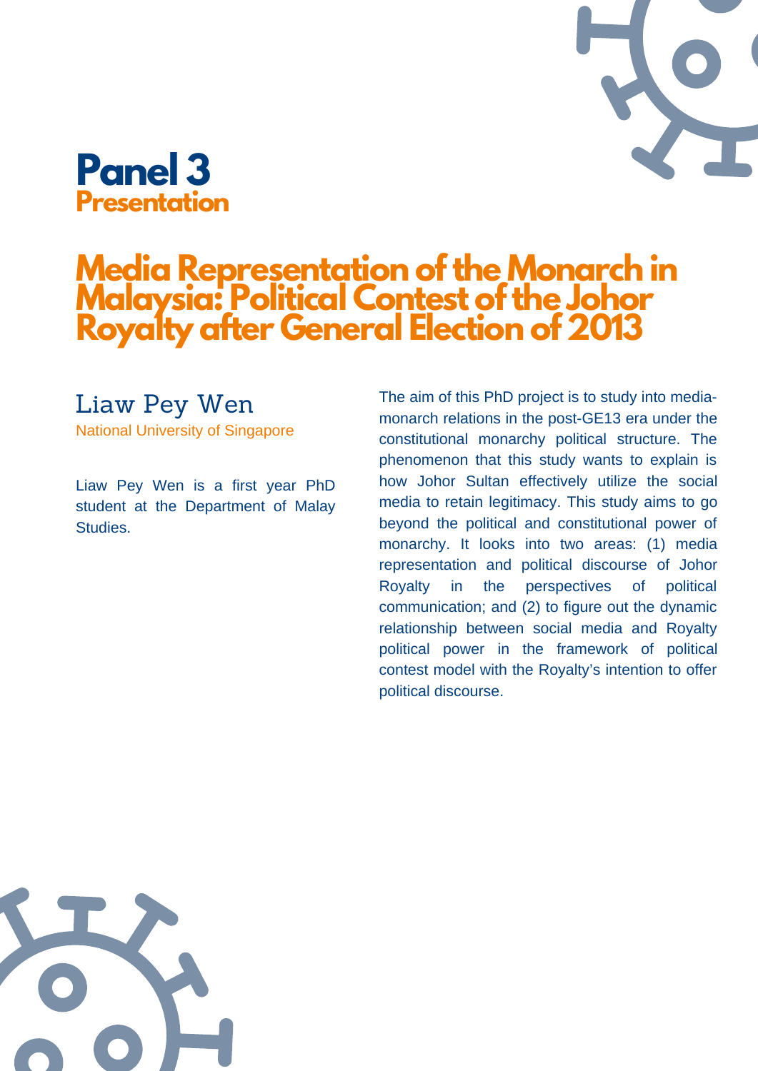# Panel 3

## Presentation

## Media Representation of the Monarch in Malaysia: Political Contest of the Johor Royalty after General Election of 2013

### Liaw Pey Wen

National University of Singapore

Liaw Pey Wen is a first year PhD student at the Department of Malay Studies.

The aim of this PhD project is to study into media-monarch relations in the post-GE13 era under the constitutional monarchy political structure. The phenomenon that this study wants to explain is how Johor Sultan effectively utilize the social media to retain legitimacy. This study aims to go beyond the political and constitutional power of monarchy. It looks into two areas: (1) media representation and political discourse of Johor Royalty in the perspectives of political communication; and (2) to figure out the dynamic relationship between social media and Royalty political power in the framework of political contest model with the Royalty's intention to offer political discourse.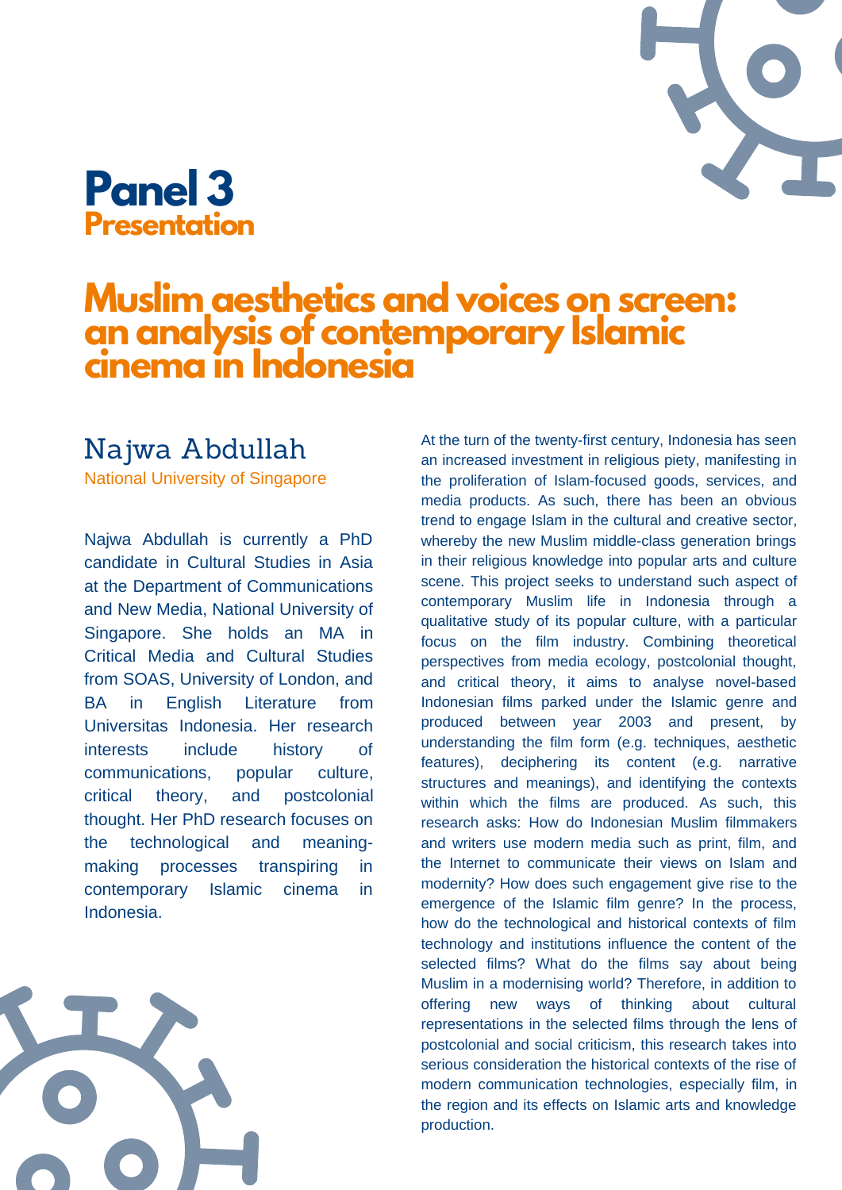# Panel 3

## Presentation

## Muslim aesthetics and voices on screen: an analysis of contemporary Islamic cinema in Indonesia

### Najwa Abdullah

National University of Singapore

Najwa Abdullah is currently a PhD candidate in Cultural Studies in Asia at the Department of Communications and New Media, National University of Singapore. She holds an MA in Critical Media and Cultural Studies from SOAS, University of London, and BA in English Literature from Universitas Indonesia. Her research interests include history of communications, popular culture, critical theory, and postcolonial thought. Her PhD research focuses on the technological and meaning-making processes transpiring in contemporary Islamic cinema in Indonesia.

At the turn of the twenty-first century, Indonesia has seen an increased investment in religious piety, manifesting in the proliferation of Islam-focused goods, services, and media products. As such, there has been an obvious trend to engage Islam in the cultural and creative sector, whereby the new Muslim middle-class generation brings in their religious knowledge into popular arts and culture scene. This project seeks to understand such aspect of contemporary Muslim life in Indonesia through a qualitative study of its popular culture, with a particular focus on the film industry. Combining theoretical perspectives from media ecology, postcolonial thought, and critical theory, it aims to analyse novel-based Indonesian films parked under the Islamic genre and produced between year 2003 and present, by understanding the film form (e.g. techniques, aesthetic features), deciphering its content (e.g. narrative structures and meanings), and identifying the contexts within which the films are produced. As such, this research asks: How do Indonesian Muslim filmmakers and writers use modern media such as print, film, and the Internet to communicate their views on Islam and modernity? How does such engagement give rise to the emergence of the Islamic film genre? In the process, how do the technological and historical contexts of film technology and institutions influence the content of the selected films? What do the films say about being Muslim in a modernising world? Therefore, in addition to offering new ways of thinking about cultural representations in the selected films through the lens of postcolonial and social criticism, this research takes into serious consideration the historical contexts of the rise of modern communication technologies, especially film, in the region and its effects on Islamic arts and knowledge production.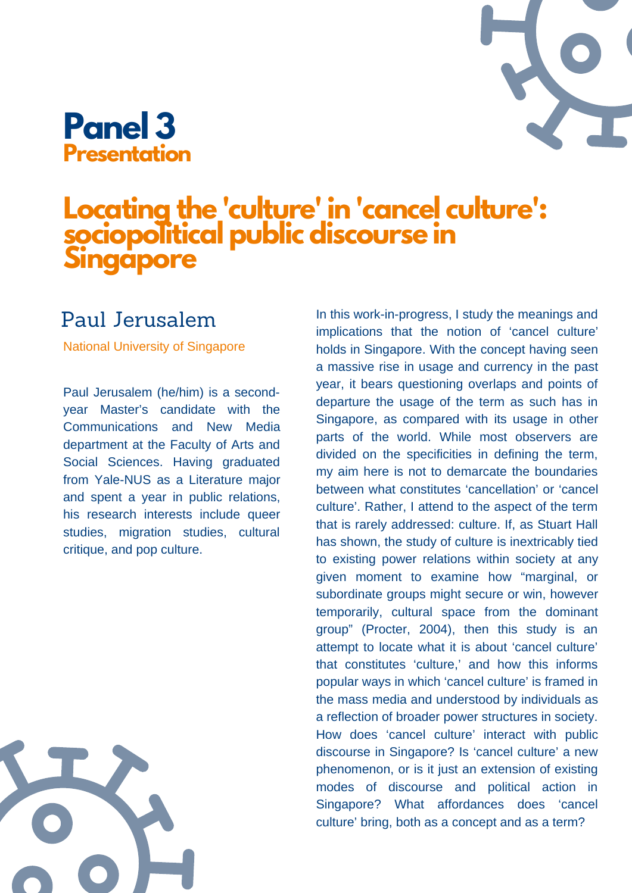# Panel 3
## Presentation

## Locating the 'culture' in 'cancel culture': sociopolitical public discourse in Singapore

### Paul Jerusalem

National University of Singapore

Paul Jerusalem (he/him) is a second-year Master's candidate with the Communications and New Media department at the Faculty of Arts and Social Sciences. Having graduated from Yale-NUS as a Literature major and spent a year in public relations, his research interests include queer studies, migration studies, cultural critique, and pop culture.

In this work-in-progress, I study the meanings and implications that the notion of 'cancel culture' holds in Singapore. With the concept having seen a massive rise in usage and currency in the past year, it bears questioning overlaps and points of departure the usage of the term as such has in Singapore, as compared with its usage in other parts of the world. While most observers are divided on the specificities in defining the term, my aim here is not to demarcate the boundaries between what constitutes 'cancellation' or 'cancel culture'. Rather, I attend to the aspect of the term that is rarely addressed: culture. If, as Stuart Hall has shown, the study of culture is inextricably tied to existing power relations within society at any given moment to examine how "marginal, or subordinate groups might secure or win, however temporarily, cultural space from the dominant group" (Procter, 2004), then this study is an attempt to locate what it is about 'cancel culture' that constitutes 'culture,' and how this informs popular ways in which 'cancel culture' is framed in the mass media and understood by individuals as a reflection of broader power structures in society. How does 'cancel culture' interact with public discourse in Singapore? Is 'cancel culture' a new phenomenon, or is it just an extension of existing modes of discourse and political action in Singapore? What affordances does 'cancel culture' bring, both as a concept and as a term?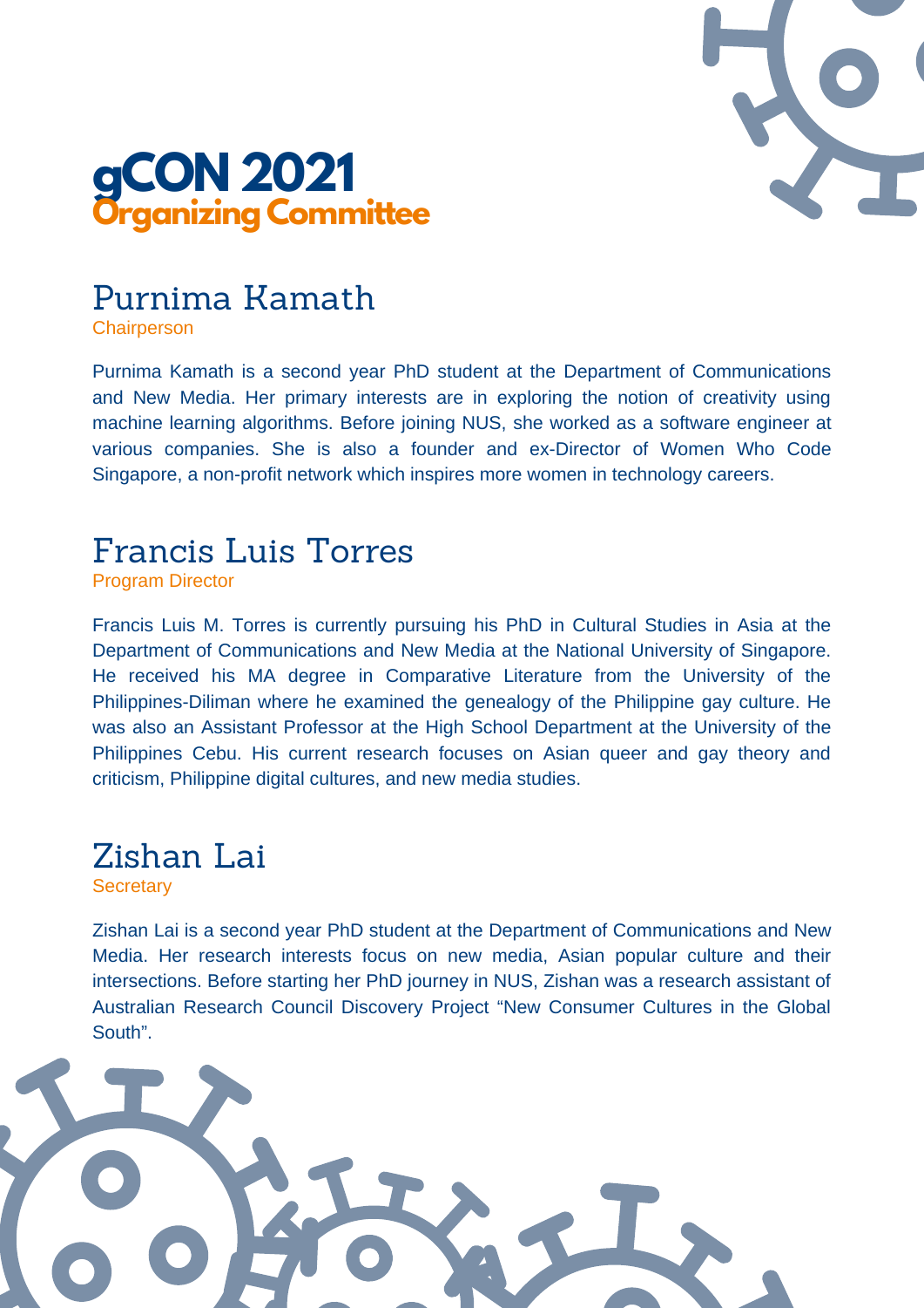# gCON 2021
## Organizing Committee

## Purnima Kamath

Chairperson

Purnima Kamath is a second year PhD student at the Department of Communications and New Media. Her primary interests are in exploring the notion of creativity using machine learning algorithms. Before joining NUS, she worked as a software engineer at various companies. She is also a founder and ex-Director of Women Who Code Singapore, a non-profit network which inspires more women in technology careers.

## Francis Luis Torres

Program Director

Francis Luis M. Torres is currently pursuing his PhD in Cultural Studies in Asia at the Department of Communications and New Media at the National University of Singapore. He received his MA degree in Comparative Literature from the University of the Philippines-Diliman where he examined the genealogy of the Philippine gay culture. He was also an Assistant Professor at the High School Department at the University of the Philippines Cebu. His current research focuses on Asian queer and gay theory and criticism, Philippine digital cultures, and new media studies.

## Zishan Lai

Secretary

Zishan Lai is a second year PhD student at the Department of Communications and New Media. Her research interests focus on new media, Asian popular culture and their intersections. Before starting her PhD journey in NUS, Zishan was a research assistant of Australian Research Council Discovery Project "New Consumer Cultures in the Global South".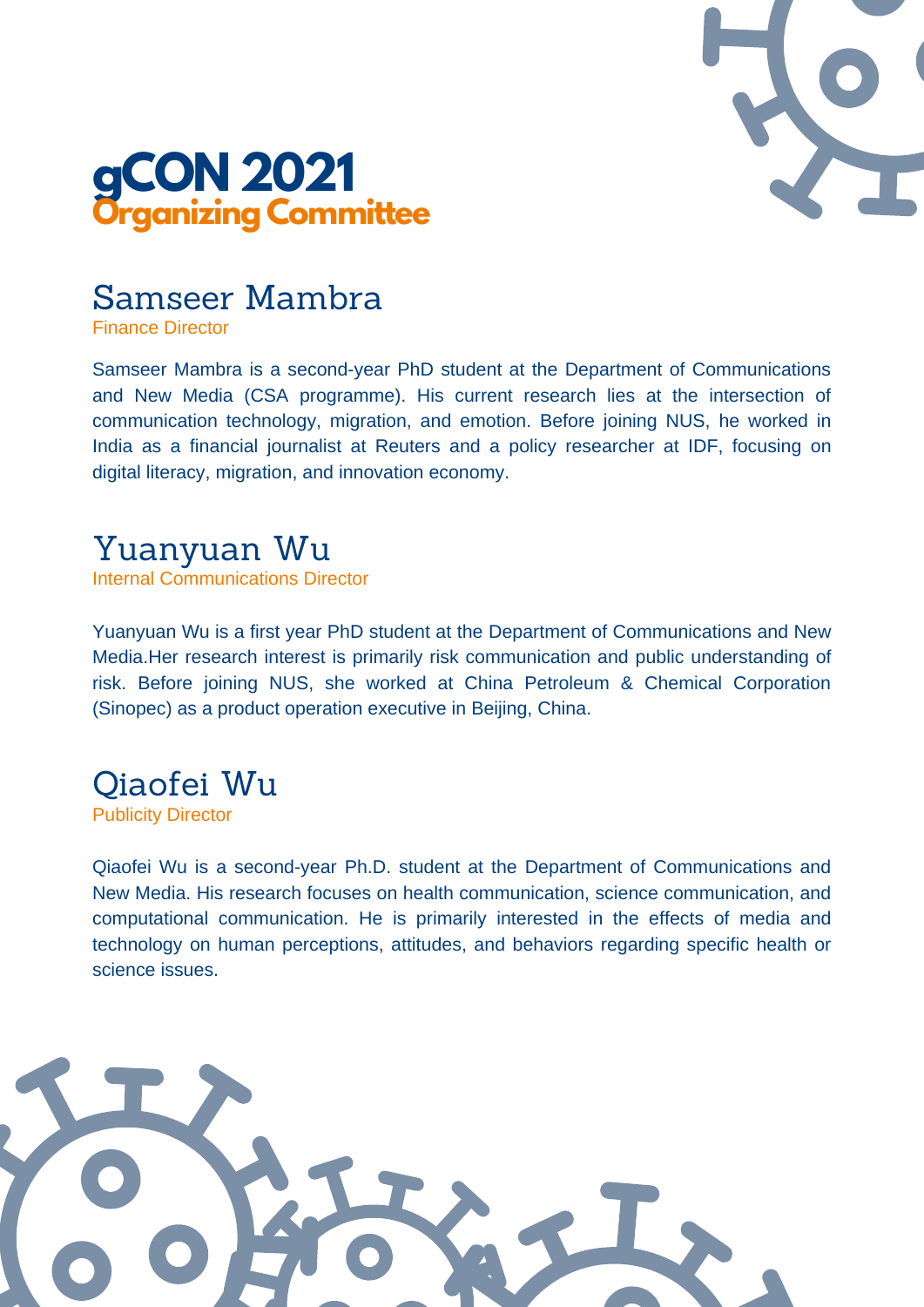# gCON 2021
## Organizing Committee

### Samseer Mambra
Finance Director

Samseer Mambra is a second-year PhD student at the Department of Communications and New Media (CSA programme). His current research lies at the intersection of communication technology, migration, and emotion. Before joining NUS, he worked in India as a financial journalist at Reuters and a policy researcher at IDF, focusing on digital literacy, migration, and innovation economy.

### Yuanyuan Wu
Internal Communications Director

Yuanyuan Wu is a first year PhD student at the Department of Communications and New Media.Her research interest is primarily risk communication and public understanding of risk. Before joining NUS, she worked at China Petroleum & Chemical Corporation (Sinopec) as a product operation executive in Beijing, China.

### Qiaofei Wu
Publicity Director

Qiaofei Wu is a second-year Ph.D. student at the Department of Communications and New Media. His research focuses on health communication, science communication, and computational communication. He is primarily interested in the effects of media and technology on human perceptions, attitudes, and behaviors regarding specific health or science issues.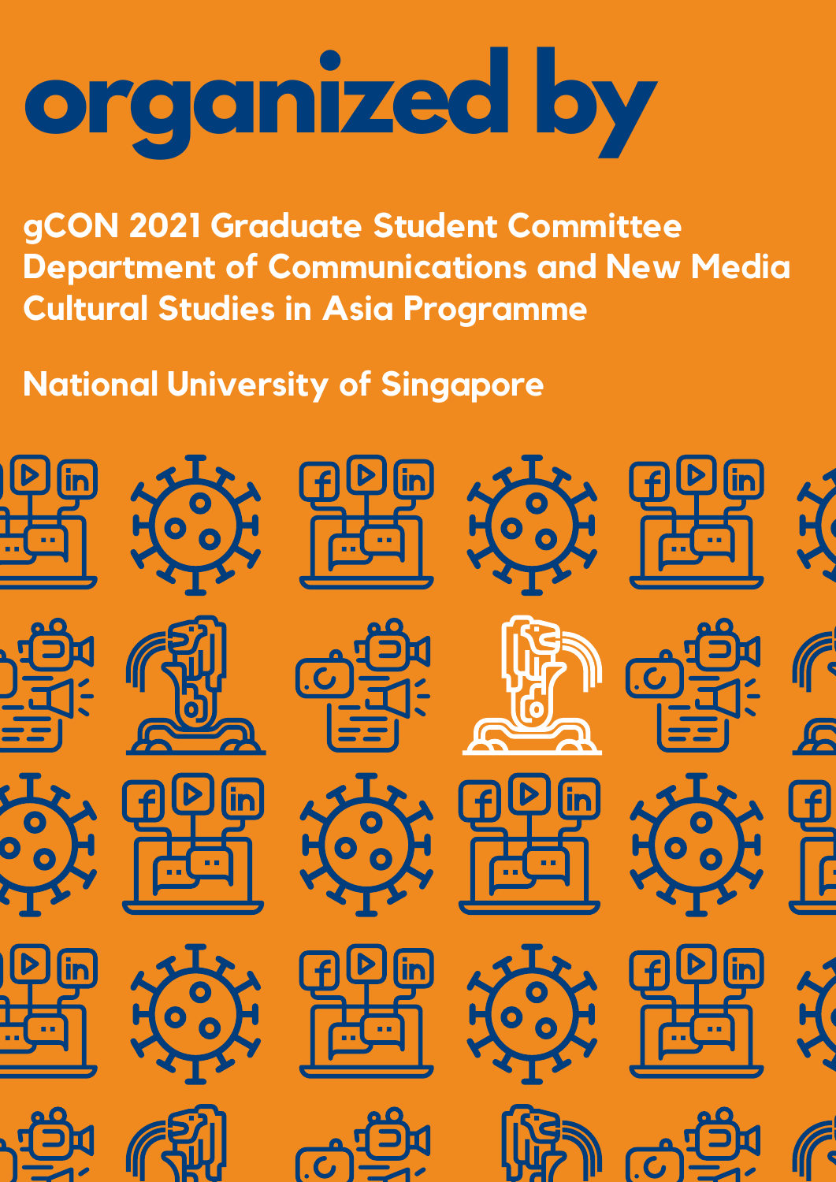# organized by

**gCON 2021 Graduate Student Committee**
**Department of Communications and New Media**
**Cultural Studies in Asia Programme**

**National University of Singapore**